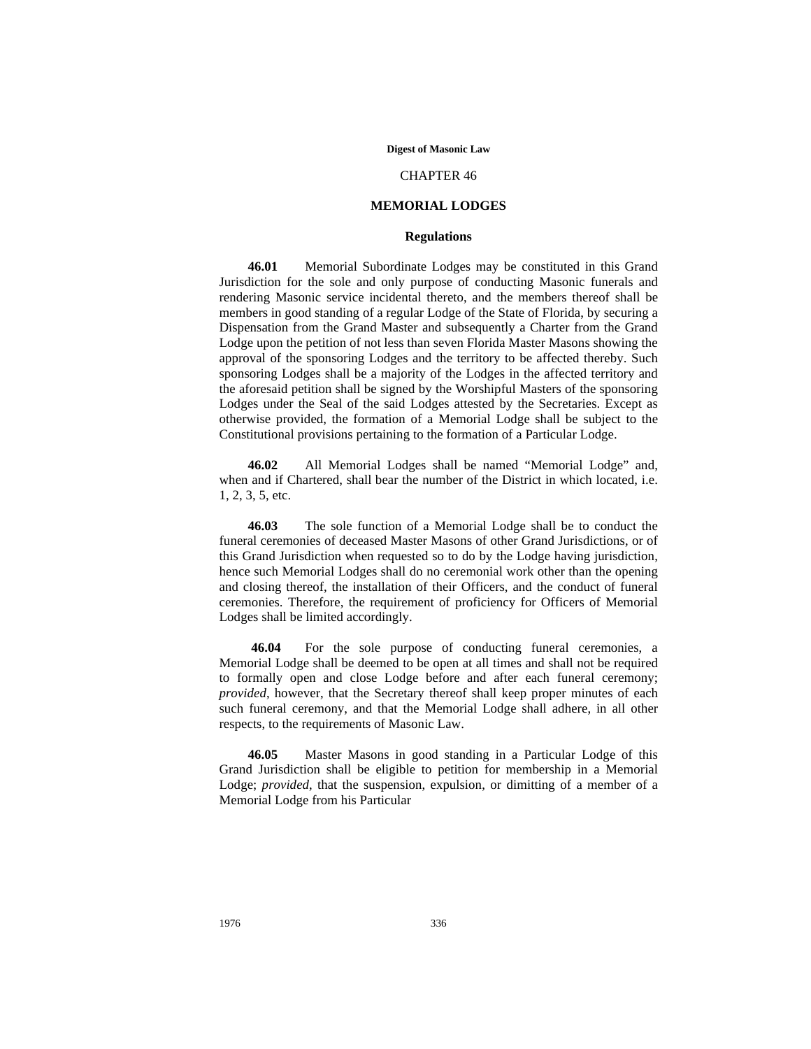# CHAPTER 46

## MEMORIAL LODGES

### Regulations

**46.01** Memorial Subordinate Lodges may be constituted in this Grand Jurisdiction for the sole and only purpose of conducting Masonic funerals and rendering Masonic service incidental thereto, and the members thereof shall be members in good standing of a regular Lodge of the State of Florida, by securing a Dispensation from the Grand Master and subsequently a Charter from the Grand Lodge upon the petition of not less than seven Florida Master Masons showing the approval of the sponsoring Lodges and the territory to be affected thereby. Such sponsoring Lodges shall be a majority of the Lodges in the affected territory and the aforesaid petition shall be signed by the Worshipful Masters of the sponsoring Lodges under the Seal of the said Lodges attested by the Secretaries. Except as otherwise provided, the formation of a Memorial Lodge shall be subject to the Constitutional provisions pertaining to the formation of a Particular Lodge.

**46.02** All Memorial Lodges shall be named "Memorial Lodge" and, when and if Chartered, shall bear the number of the District in which located, i.e. 1, 2, 3, 5, etc.

**46.03** The sole function of a Memorial Lodge shall be to conduct the funeral ceremonies of deceased Master Masons of other Grand Jurisdictions, or of this Grand Jurisdiction when requested so to do by the Lodge having jurisdiction, hence such Memorial Lodges shall do no ceremonial work other than the opening and closing thereof, the installation of their Officers, and the conduct of funeral ceremonies. Therefore, the requirement of proficiency for Officers of Memorial Lodges shall be limited accordingly.

**46.04** For the sole purpose of conducting funeral ceremonies, a Memorial Lodge shall be deemed to be open at all times and shall not be required to formally open and close Lodge before and after each funeral ceremony; *provided*, however, that the Secretary thereof shall keep proper minutes of each such funeral ceremony, and that the Memorial Lodge shall adhere, in all other respects, to the requirements of Masonic Law.

**46.05** Master Masons in good standing in a Particular Lodge of this Grand Jurisdiction shall be eligible to petition for membership in a Memorial Lodge; *provided*, that the suspension, expulsion, or dimitting of a member of a Memorial Lodge from his Particular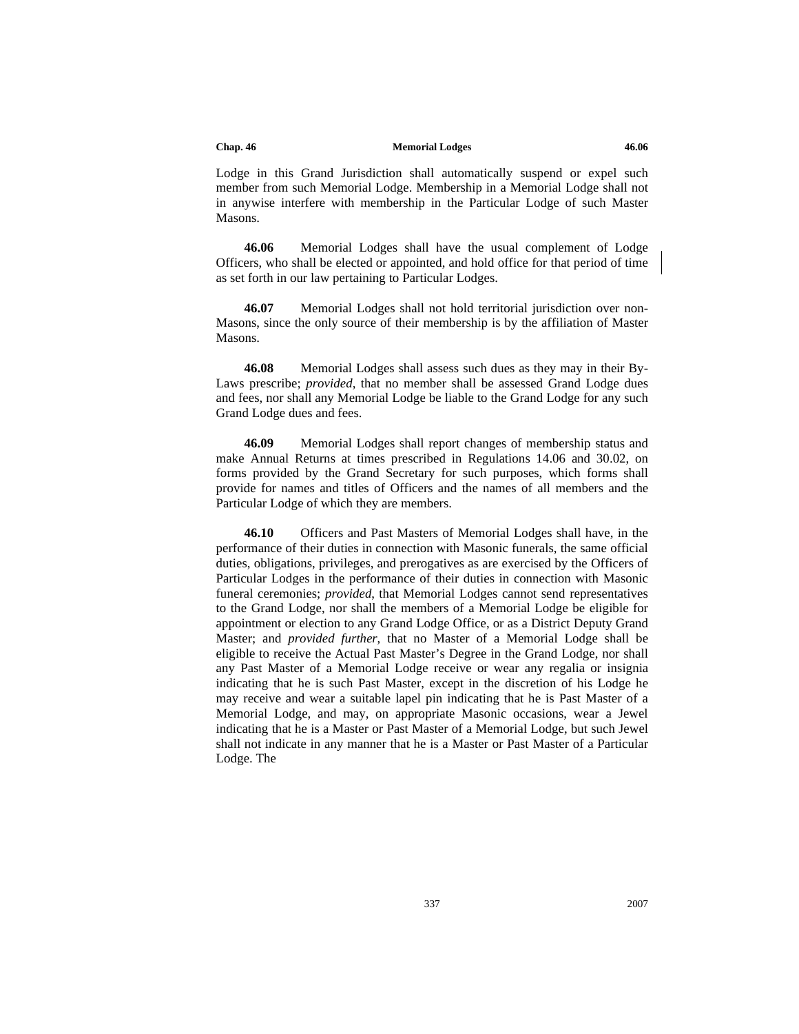Lodge in this Grand Jurisdiction shall automatically suspend or expel such member from such Memorial Lodge. Membership in a Memorial Lodge shall not in anywise interfere with membership in the Particular Lodge of such Master Masons.

**46.06** Memorial Lodges shall have the usual complement of Lodge Officers, who shall be elected or appointed, and hold office for that period of time as set forth in our law pertaining to Particular Lodges.

**46.07** Memorial Lodges shall not hold territorial jurisdiction over non-Masons, since the only source of their membership is by the affiliation of Master Masons.

**46.08** Memorial Lodges shall assess such dues as they may in their By-Laws prescribe; *provided*, that no member shall be assessed Grand Lodge dues and fees, nor shall any Memorial Lodge be liable to the Grand Lodge for any such Grand Lodge dues and fees.

**46.09** Memorial Lodges shall report changes of membership status and make Annual Returns at times prescribed in Regulations 14.06 and 30.02, on forms provided by the Grand Secretary for such purposes, which forms shall provide for names and titles of Officers and the names of all members and the Particular Lodge of which they are members.

**46.10** Officers and Past Masters of Memorial Lodges shall have, in the performance of their duties in connection with Masonic funerals, the same official duties, obligations, privileges, and prerogatives as are exercised by the Officers of Particular Lodges in the performance of their duties in connection with Masonic funeral ceremonies; *provided*, that Memorial Lodges cannot send representatives to the Grand Lodge, nor shall the members of a Memorial Lodge be eligible for appointment or election to any Grand Lodge Office, or as a District Deputy Grand Master; and *provided further*, that no Master of a Memorial Lodge shall be eligible to receive the Actual Past Master's Degree in the Grand Lodge, nor shall any Past Master of a Memorial Lodge receive or wear any regalia or insignia indicating that he is such Past Master, except in the discretion of his Lodge he may receive and wear a suitable lapel pin indicating that he is Past Master of a Memorial Lodge, and may, on appropriate Masonic occasions, wear a Jewel indicating that he is a Master or Past Master of a Memorial Lodge, but such Jewel shall not indicate in any manner that he is a Master or Past Master of a Particular Lodge. The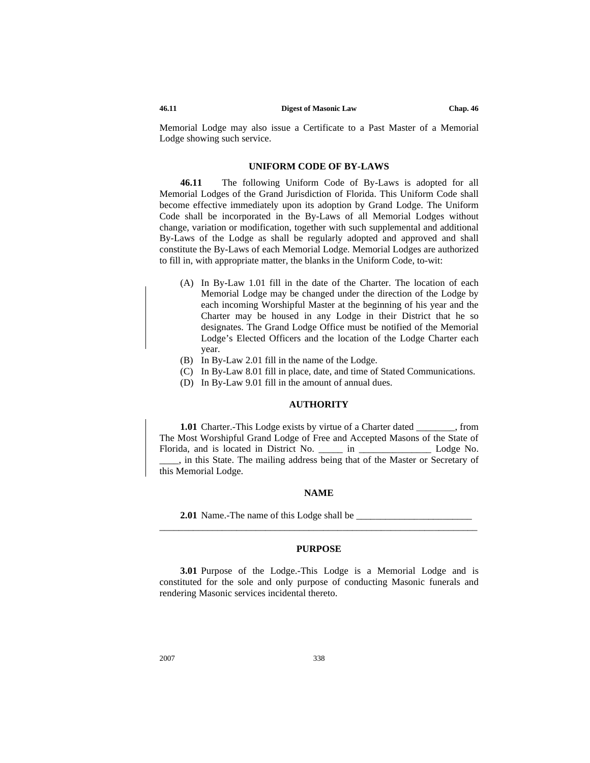Memorial Lodge may also issue a Certificate to a Past Master of a Memorial Lodge showing such service.

### UNIFORM CODE OF BY-LAWS

**46.11** The following Uniform Code of By-Laws is adopted for all Memorial Lodges of the Grand Jurisdiction of Florida. This Uniform Code shall become effective immediately upon its adoption by Grand Lodge. The Uniform Code shall be incorporated in the By-Laws of all Memorial Lodges without change, variation or modification, together with such supplemental and additional By-Laws of the Lodge as shall be regularly adopted and approved and shall constitute the By-Laws of each Memorial Lodge. Memorial Lodges are authorized to fill in, with appropriate matter, the blanks in the Uniform Code, to-wit:

(A) In By-Law 1.01 fill in the date of the Charter. The location of each Memorial Lodge may be changed under the direction of the Lodge by each incoming Worshipful Master at the beginning of his year and the Charter may be housed in any Lodge in their District that he so designates. The Grand Lodge Office must be notified of the Memorial Lodge's Elected Officers and the location of the Lodge Charter each year.

(B) In By-Law 2.01 fill in the name of the Lodge.

(C) In By-Law 8.01 fill in place, date, and time of Stated Communications.

(D) In By-Law 9.01 fill in the amount of annual dues.

### AUTHORITY

**1.01** Charter.-This Lodge exists by virtue of a Charter dated ________, from The Most Worshipful Grand Lodge of Free and Accepted Masons of the State of Florida, and is located in District No. _____ in _______________ Lodge No. ____, in this State. The mailing address being that of the Master or Secretary of this Memorial Lodge.

### NAME

**2.01** Name.-The name of this Lodge shall be ________________________
_________________________________________________________________

### PURPOSE

**3.01** Purpose of the Lodge.-This Lodge is a Memorial Lodge and is constituted for the sole and only purpose of conducting Masonic funerals and rendering Masonic services incidental thereto.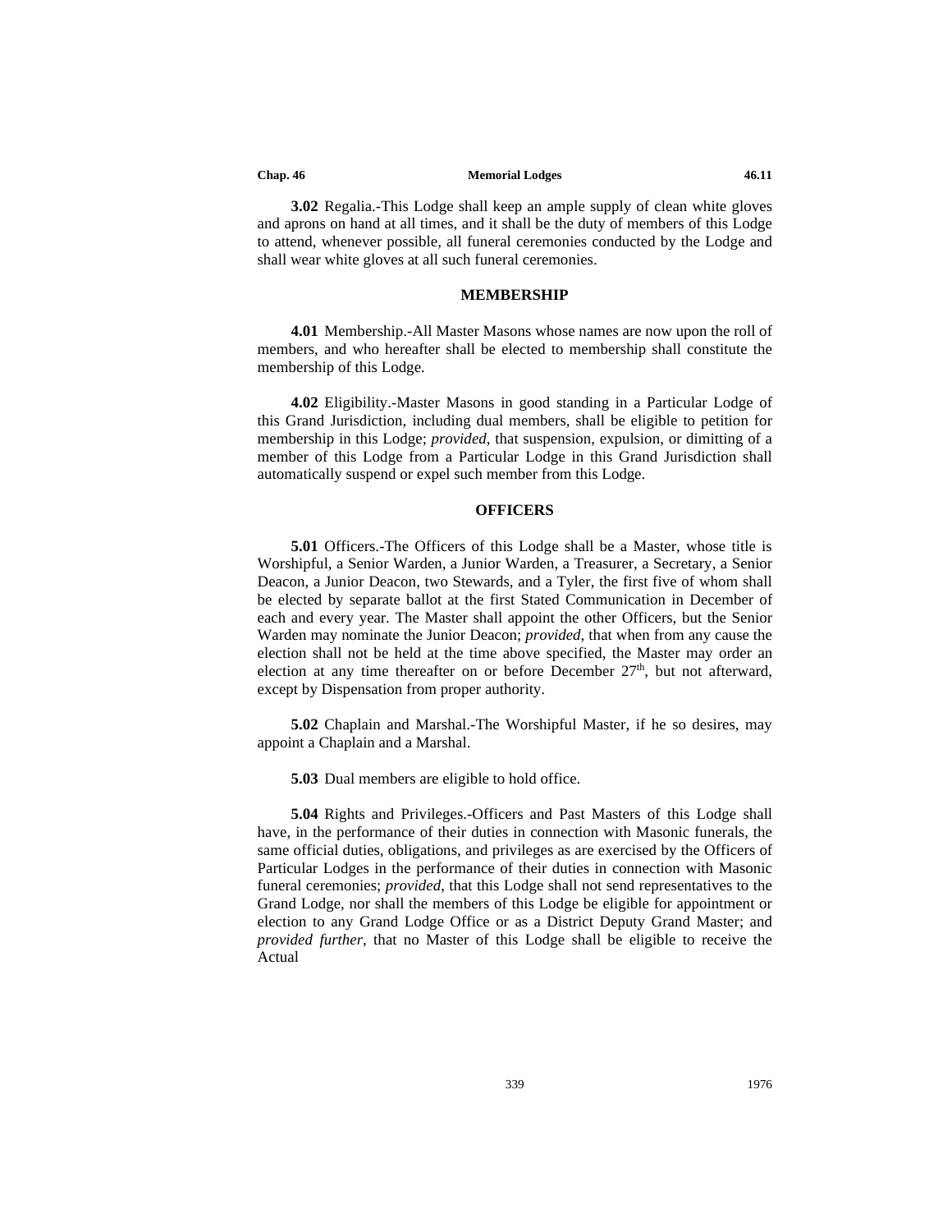**3.02** Regalia.-This Lodge shall keep an ample supply of clean white gloves and aprons on hand at all times, and it shall be the duty of members of this Lodge to attend, whenever possible, all funeral ceremonies conducted by the Lodge and shall wear white gloves at all such funeral ceremonies.

## MEMBERSHIP

**4.01** Membership.-All Master Masons whose names are now upon the roll of members, and who hereafter shall be elected to membership shall constitute the membership of this Lodge.

**4.02** Eligibility.-Master Masons in good standing in a Particular Lodge of this Grand Jurisdiction, including dual members, shall be eligible to petition for membership in this Lodge; *provided*, that suspension, expulsion, or dimitting of a member of this Lodge from a Particular Lodge in this Grand Jurisdiction shall automatically suspend or expel such member from this Lodge.

## OFFICERS

**5.01** Officers.-The Officers of this Lodge shall be a Master, whose title is Worshipful, a Senior Warden, a Junior Warden, a Treasurer, a Secretary, a Senior Deacon, a Junior Deacon, two Stewards, and a Tyler, the first five of whom shall be elected by separate ballot at the first Stated Communication in December of each and every year. The Master shall appoint the other Officers, but the Senior Warden may nominate the Junior Deacon; *provided*, that when from any cause the election shall not be held at the time above specified, the Master may order an election at any time thereafter on or before December 27th, but not afterward, except by Dispensation from proper authority.

**5.02** Chaplain and Marshal.-The Worshipful Master, if he so desires, may appoint a Chaplain and a Marshal.

**5.03** Dual members are eligible to hold office.

**5.04** Rights and Privileges.-Officers and Past Masters of this Lodge shall have, in the performance of their duties in connection with Masonic funerals, the same official duties, obligations, and privileges as are exercised by the Officers of Particular Lodges in the performance of their duties in connection with Masonic funeral ceremonies; *provided*, that this Lodge shall not send representatives to the Grand Lodge, nor shall the members of this Lodge be eligible for appointment or election to any Grand Lodge Office or as a District Deputy Grand Master; and *provided further*, that no Master of this Lodge shall be eligible to receive the Actual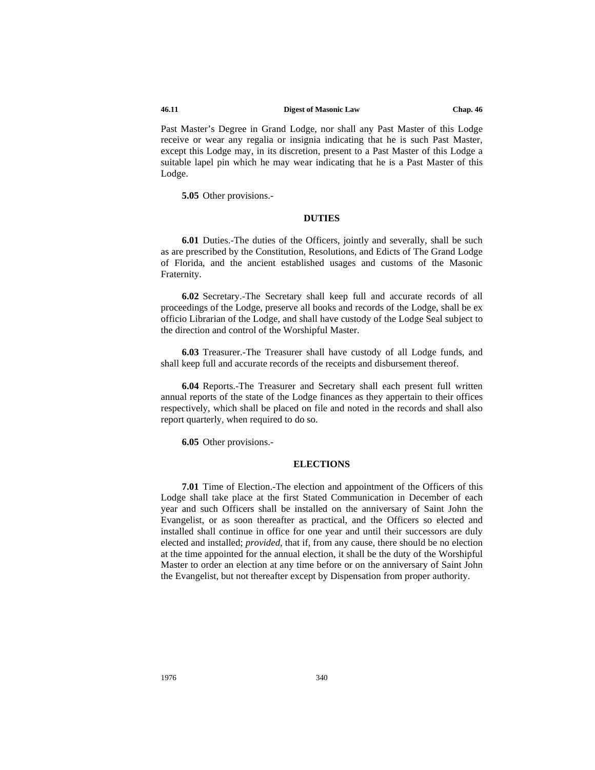Past Master's Degree in Grand Lodge, nor shall any Past Master of this Lodge receive or wear any regalia or insignia indicating that he is such Past Master, except this Lodge may, in its discretion, present to a Past Master of this Lodge a suitable lapel pin which he may wear indicating that he is a Past Master of this Lodge.

**5.05** Other provisions.-

## DUTIES

**6.01** Duties.-The duties of the Officers, jointly and severally, shall be such as are prescribed by the Constitution, Resolutions, and Edicts of The Grand Lodge of Florida, and the ancient established usages and customs of the Masonic Fraternity.

**6.02** Secretary.-The Secretary shall keep full and accurate records of all proceedings of the Lodge, preserve all books and records of the Lodge, shall be ex officio Librarian of the Lodge, and shall have custody of the Lodge Seal subject to the direction and control of the Worshipful Master.

**6.03** Treasurer.-The Treasurer shall have custody of all Lodge funds, and shall keep full and accurate records of the receipts and disbursement thereof.

**6.04** Reports.-The Treasurer and Secretary shall each present full written annual reports of the state of the Lodge finances as they appertain to their offices respectively, which shall be placed on file and noted in the records and shall also report quarterly, when required to do so.

**6.05** Other provisions.-

## ELECTIONS

**7.01** Time of Election.-The election and appointment of the Officers of this Lodge shall take place at the first Stated Communication in December of each year and such Officers shall be installed on the anniversary of Saint John the Evangelist, or as soon thereafter as practical, and the Officers so elected and installed shall continue in office for one year and until their successors are duly elected and installed; *provided*, that if, from any cause, there should be no election at the time appointed for the annual election, it shall be the duty of the Worshipful Master to order an election at any time before or on the anniversary of Saint John the Evangelist, but not thereafter except by Dispensation from proper authority.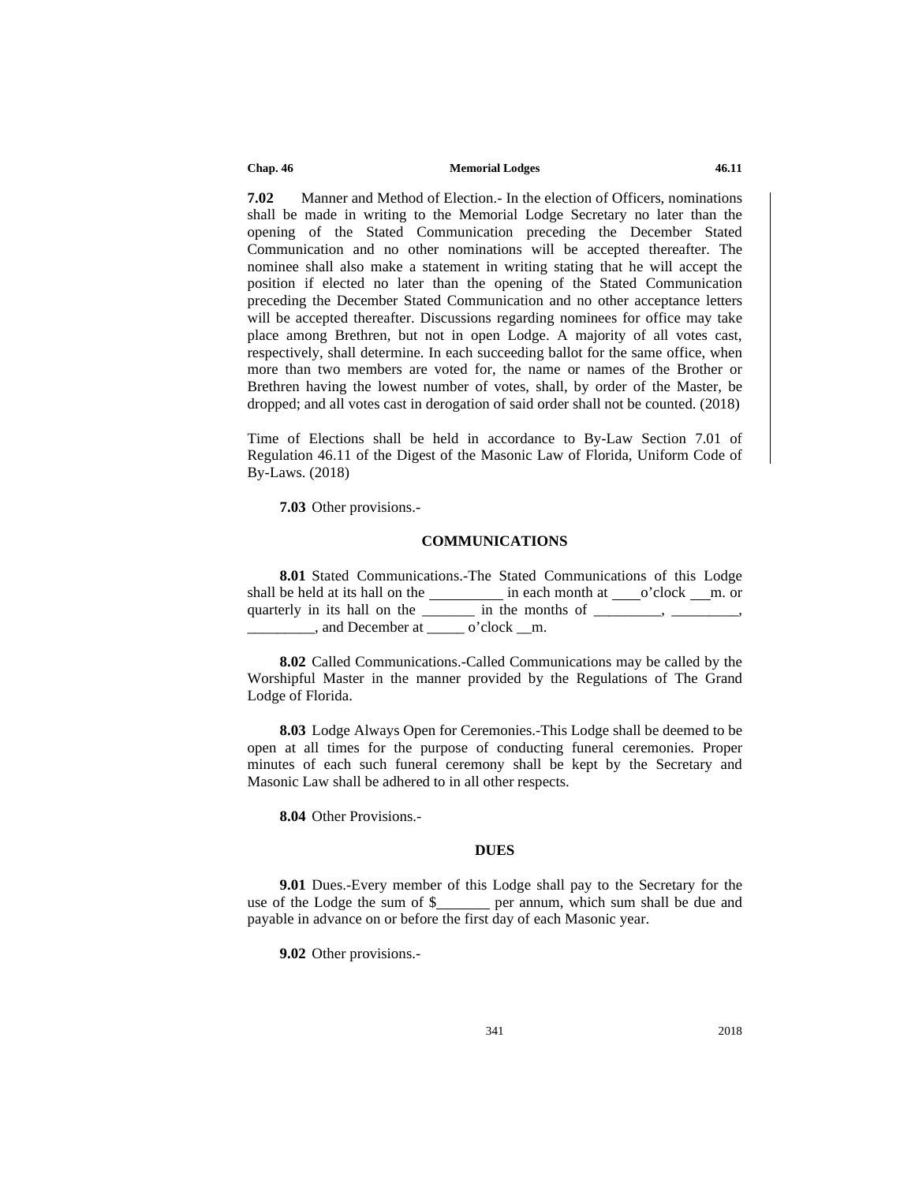**7.02** Manner and Method of Election.- In the election of Officers, nominations shall be made in writing to the Memorial Lodge Secretary no later than the opening of the Stated Communication preceding the December Stated Communication and no other nominations will be accepted thereafter. The nominee shall also make a statement in writing stating that he will accept the position if elected no later than the opening of the Stated Communication preceding the December Stated Communication and no other acceptance letters will be accepted thereafter. Discussions regarding nominees for office may take place among Brethren, but not in open Lodge. A majority of all votes cast, respectively, shall determine. In each succeeding ballot for the same office, when more than two members are voted for, the name or names of the Brother or Brethren having the lowest number of votes, shall, by order of the Master, be dropped; and all votes cast in derogation of said order shall not be counted. (2018)

Time of Elections shall be held in accordance to By-Law Section 7.01 of Regulation 46.11 of the Digest of the Masonic Law of Florida, Uniform Code of By-Laws. (2018)

**7.03** Other provisions.-

**COMMUNICATIONS**

**8.01** Stated Communications.-The Stated Communications of this Lodge shall be held at its hall on the __________ in each month at ____o'clock ___m. or quarterly in its hall on the _______ in the months of _________, _________, _________, and December at _____ o'clock __m.

**8.02** Called Communications.-Called Communications may be called by the Worshipful Master in the manner provided by the Regulations of The Grand Lodge of Florida.

**8.03** Lodge Always Open for Ceremonies.-This Lodge shall be deemed to be open at all times for the purpose of conducting funeral ceremonies. Proper minutes of each such funeral ceremony shall be kept by the Secretary and Masonic Law shall be adhered to in all other respects.

**8.04** Other Provisions.-

**DUES**

**9.01** Dues.-Every member of this Lodge shall pay to the Secretary for the use of the Lodge the sum of $_______ per annum, which sum shall be due and payable in advance on or before the first day of each Masonic year.

**9.02** Other provisions.-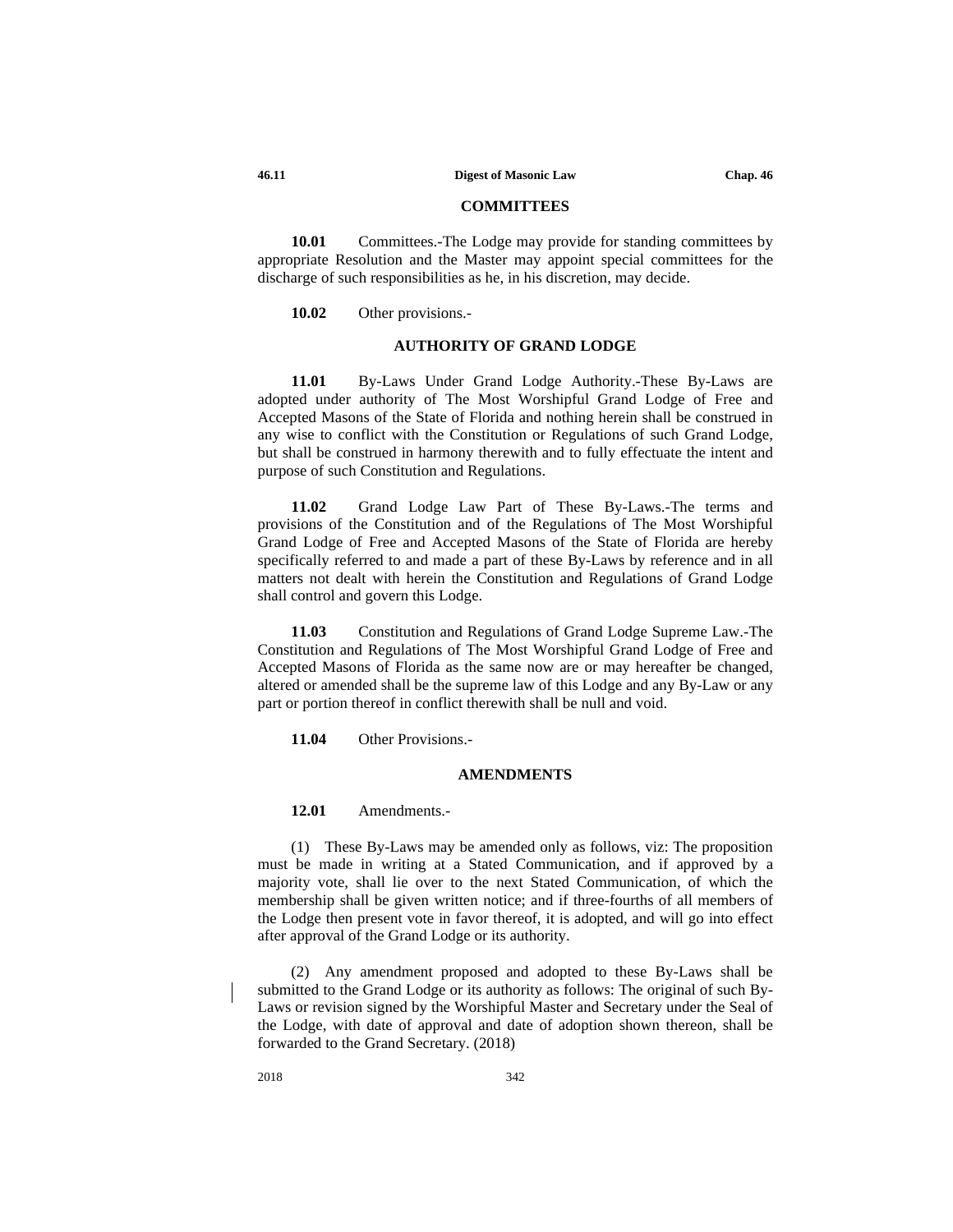## COMMITTEES

**10.01** Committees.-The Lodge may provide for standing committees by appropriate Resolution and the Master may appoint special committees for the discharge of such responsibilities as he, in his discretion, may decide.

**10.02** Other provisions.-

## AUTHORITY OF GRAND LODGE

**11.01** By-Laws Under Grand Lodge Authority.-These By-Laws are adopted under authority of The Most Worshipful Grand Lodge of Free and Accepted Masons of the State of Florida and nothing herein shall be construed in any wise to conflict with the Constitution or Regulations of such Grand Lodge, but shall be construed in harmony therewith and to fully effectuate the intent and purpose of such Constitution and Regulations.

**11.02** Grand Lodge Law Part of These By-Laws.-The terms and provisions of the Constitution and of the Regulations of The Most Worshipful Grand Lodge of Free and Accepted Masons of the State of Florida are hereby specifically referred to and made a part of these By-Laws by reference and in all matters not dealt with herein the Constitution and Regulations of Grand Lodge shall control and govern this Lodge.

**11.03** Constitution and Regulations of Grand Lodge Supreme Law.-The Constitution and Regulations of The Most Worshipful Grand Lodge of Free and Accepted Masons of Florida as the same now are or may hereafter be changed, altered or amended shall be the supreme law of this Lodge and any By-Law or any part or portion thereof in conflict therewith shall be null and void.

**11.04** Other Provisions.-

## AMENDMENTS

**12.01** Amendments.-

(1) These By-Laws may be amended only as follows, viz: The proposition must be made in writing at a Stated Communication, and if approved by a majority vote, shall lie over to the next Stated Communication, of which the membership shall be given written notice; and if three-fourths of all members of the Lodge then present vote in favor thereof, it is adopted, and will go into effect after approval of the Grand Lodge or its authority.

(2) Any amendment proposed and adopted to these By-Laws shall be submitted to the Grand Lodge or its authority as follows: The original of such By-Laws or revision signed by the Worshipful Master and Secretary under the Seal of the Lodge, with date of approval and date of adoption shown thereon, shall be forwarded to the Grand Secretary. (2018)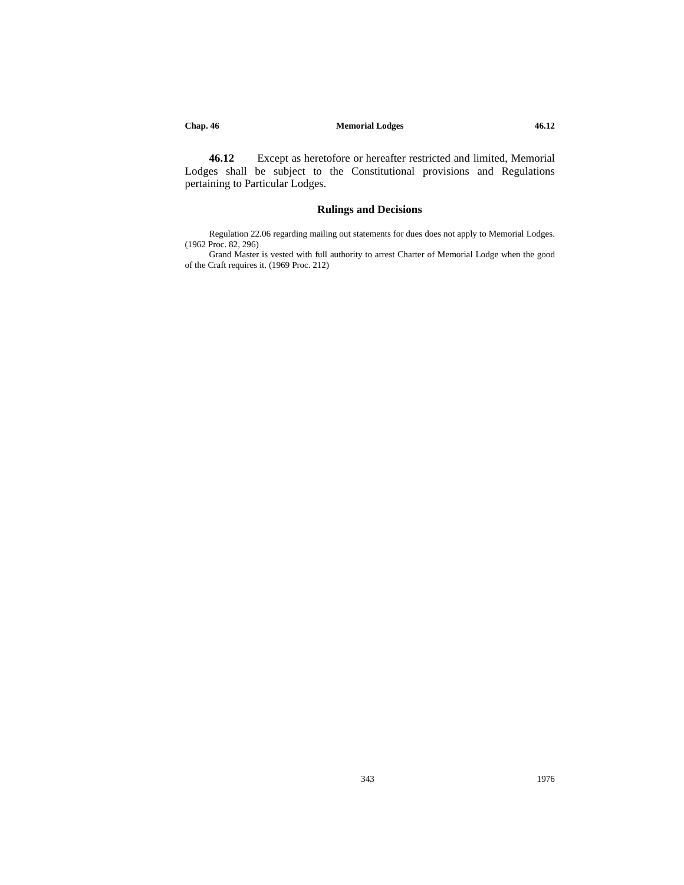**46.12** Except as heretofore or hereafter restricted and limited, Memorial Lodges shall be subject to the Constitutional provisions and Regulations pertaining to Particular Lodges.

### Rulings and Decisions

Regulation 22.06 regarding mailing out statements for dues does not apply to Memorial Lodges. (1962 Proc. 82, 296)

Grand Master is vested with full authority to arrest Charter of Memorial Lodge when the good of the Craft requires it. (1969 Proc. 212)